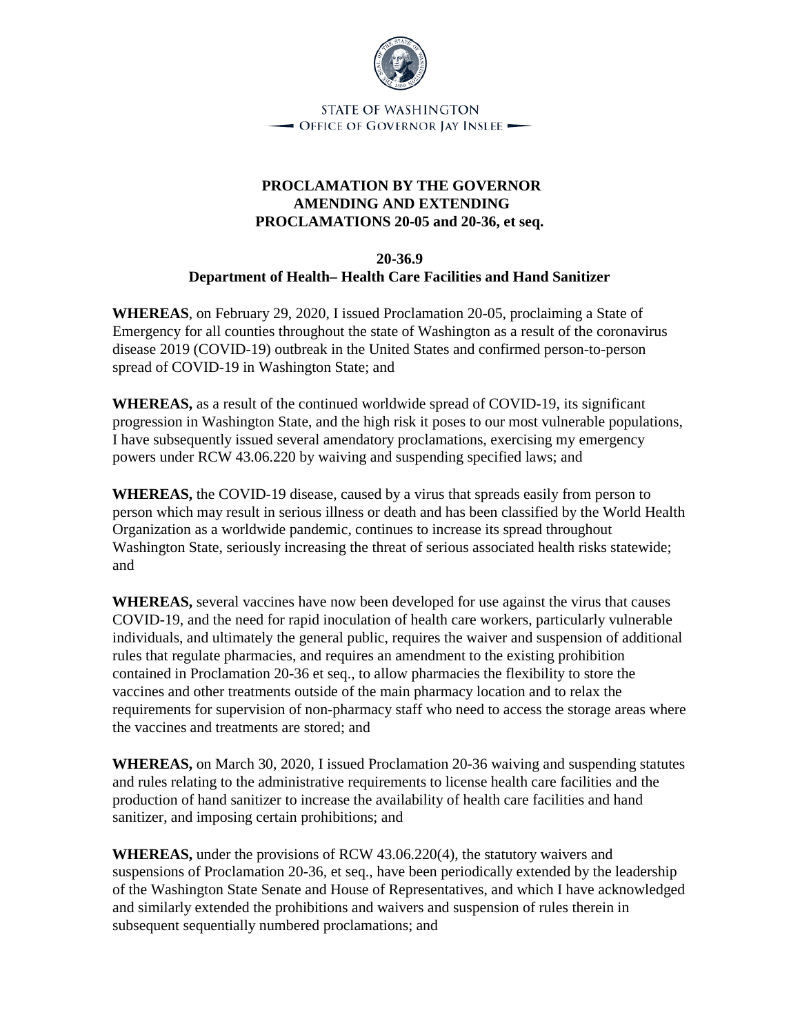STATE OF WASHINGTON
OFFICE OF GOVERNOR JAY INSLEE

# PROCLAMATION BY THE GOVERNOR AMENDING AND EXTENDING PROCLAMATIONS 20-05 and 20-36, et seq.

## 20-36.9
## Department of Health– Health Care Facilities and Hand Sanitizer

**WHEREAS**, on February 29, 2020, I issued Proclamation 20-05, proclaiming a State of Emergency for all counties throughout the state of Washington as a result of the coronavirus disease 2019 (COVID-19) outbreak in the United States and confirmed person-to-person spread of COVID-19 in Washington State; and

**WHEREAS,** as a result of the continued worldwide spread of COVID-19, its significant progression in Washington State, and the high risk it poses to our most vulnerable populations, I have subsequently issued several amendatory proclamations, exercising my emergency powers under RCW 43.06.220 by waiving and suspending specified laws; and

**WHEREAS,** the COVID-19 disease, caused by a virus that spreads easily from person to person which may result in serious illness or death and has been classified by the World Health Organization as a worldwide pandemic, continues to increase its spread throughout Washington State, seriously increasing the threat of serious associated health risks statewide; and

**WHEREAS,** several vaccines have now been developed for use against the virus that causes COVID-19, and the need for rapid inoculation of health care workers, particularly vulnerable individuals, and ultimately the general public, requires the waiver and suspension of additional rules that regulate pharmacies, and requires an amendment to the existing prohibition contained in Proclamation 20-36 et seq., to allow pharmacies the flexibility to store the vaccines and other treatments outside of the main pharmacy location and to relax the requirements for supervision of non-pharmacy staff who need to access the storage areas where the vaccines and treatments are stored; and

**WHEREAS,** on March 30, 2020, I issued Proclamation 20-36 waiving and suspending statutes and rules relating to the administrative requirements to license health care facilities and the production of hand sanitizer to increase the availability of health care facilities and hand sanitizer, and imposing certain prohibitions; and

**WHEREAS,** under the provisions of RCW 43.06.220(4), the statutory waivers and suspensions of Proclamation 20-36, et seq., have been periodically extended by the leadership of the Washington State Senate and House of Representatives, and which I have acknowledged and similarly extended the prohibitions and waivers and suspension of rules therein in subsequent sequentially numbered proclamations; and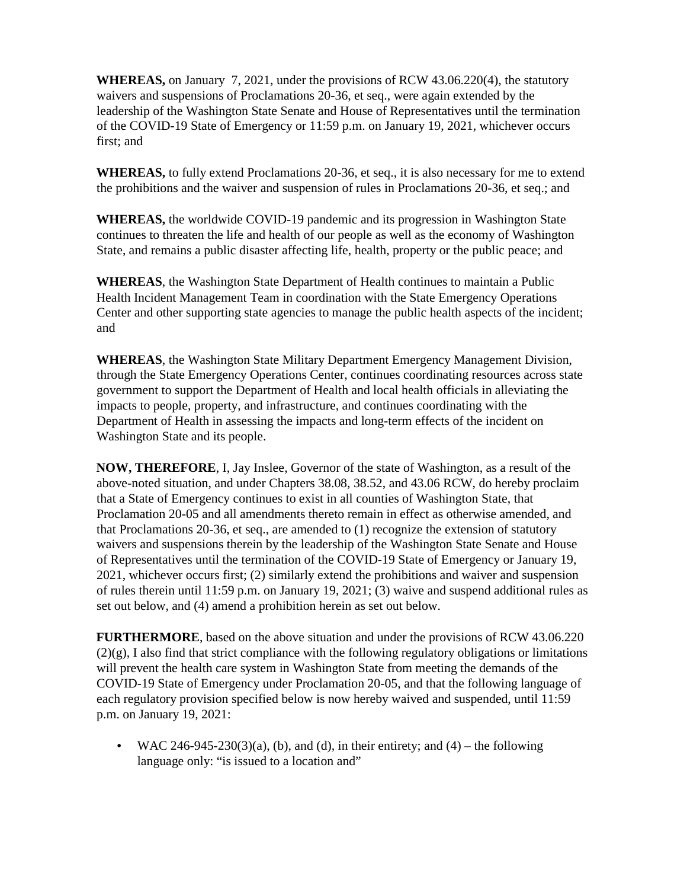**WHEREAS,** on January 7, 2021, under the provisions of RCW 43.06.220(4), the statutory waivers and suspensions of Proclamations 20-36, et seq., were again extended by the leadership of the Washington State Senate and House of Representatives until the termination of the COVID-19 State of Emergency or 11:59 p.m. on January 19, 2021, whichever occurs first; and

**WHEREAS,** to fully extend Proclamations 20-36, et seq., it is also necessary for me to extend the prohibitions and the waiver and suspension of rules in Proclamations 20-36, et seq.; and

**WHEREAS,** the worldwide COVID-19 pandemic and its progression in Washington State continues to threaten the life and health of our people as well as the economy of Washington State, and remains a public disaster affecting life, health, property or the public peace; and

**WHEREAS**, the Washington State Department of Health continues to maintain a Public Health Incident Management Team in coordination with the State Emergency Operations Center and other supporting state agencies to manage the public health aspects of the incident; and

**WHEREAS**, the Washington State Military Department Emergency Management Division, through the State Emergency Operations Center, continues coordinating resources across state government to support the Department of Health and local health officials in alleviating the impacts to people, property, and infrastructure, and continues coordinating with the Department of Health in assessing the impacts and long-term effects of the incident on Washington State and its people.

**NOW, THEREFORE**, I, Jay Inslee, Governor of the state of Washington, as a result of the above-noted situation, and under Chapters 38.08, 38.52, and 43.06 RCW, do hereby proclaim that a State of Emergency continues to exist in all counties of Washington State, that Proclamation 20-05 and all amendments thereto remain in effect as otherwise amended, and that Proclamations 20-36, et seq., are amended to (1) recognize the extension of statutory waivers and suspensions therein by the leadership of the Washington State Senate and House of Representatives until the termination of the COVID-19 State of Emergency or January 19, 2021, whichever occurs first; (2) similarly extend the prohibitions and waiver and suspension of rules therein until 11:59 p.m. on January 19, 2021; (3) waive and suspend additional rules as set out below, and (4) amend a prohibition herein as set out below.

**FURTHERMORE**, based on the above situation and under the provisions of RCW 43.06.220 (2)(g), I also find that strict compliance with the following regulatory obligations or limitations will prevent the health care system in Washington State from meeting the demands of the COVID-19 State of Emergency under Proclamation 20-05, and that the following language of each regulatory provision specified below is now hereby waived and suspended, until 11:59 p.m. on January 19, 2021:

- WAC 246-945-230(3)(a), (b), and (d), in their entirety; and (4) – the following language only: "is issued to a location and"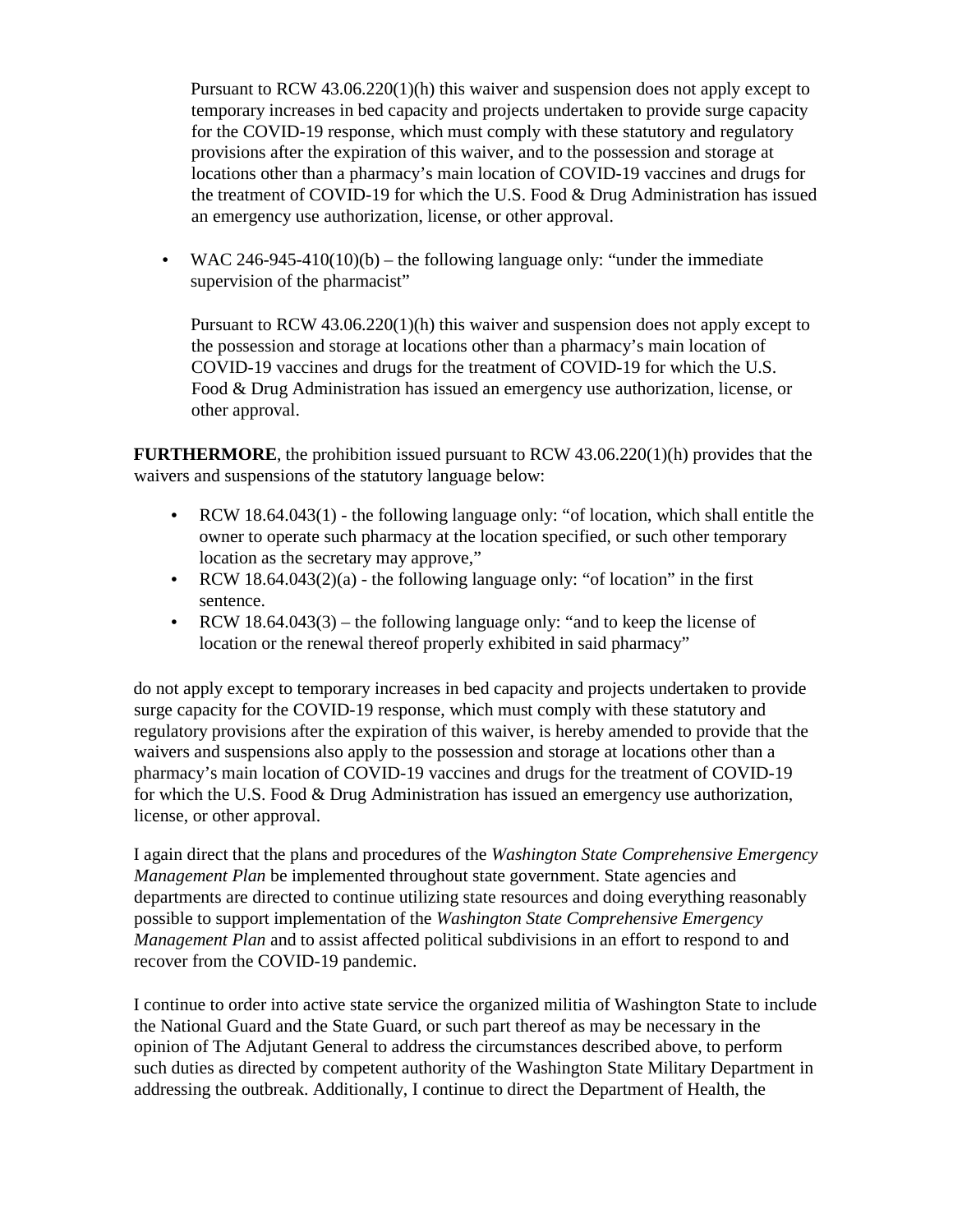Pursuant to RCW 43.06.220(1)(h) this waiver and suspension does not apply except to temporary increases in bed capacity and projects undertaken to provide surge capacity for the COVID-19 response, which must comply with these statutory and regulatory provisions after the expiration of this waiver, and to the possession and storage at locations other than a pharmacy's main location of COVID-19 vaccines and drugs for the treatment of COVID-19 for which the U.S. Food & Drug Administration has issued an emergency use authorization, license, or other approval.

- WAC 246-945-410(10)(b) – the following language only: "under the immediate supervision of the pharmacist"

  Pursuant to RCW 43.06.220(1)(h) this waiver and suspension does not apply except to the possession and storage at locations other than a pharmacy's main location of COVID-19 vaccines and drugs for the treatment of COVID-19 for which the U.S. Food & Drug Administration has issued an emergency use authorization, license, or other approval.

**FURTHERMORE**, the prohibition issued pursuant to RCW 43.06.220(1)(h) provides that the waivers and suspensions of the statutory language below:

- RCW 18.64.043(1) - the following language only: "of location, which shall entitle the owner to operate such pharmacy at the location specified, or such other temporary location as the secretary may approve,"
- RCW 18.64.043(2)(a) - the following language only: "of location" in the first sentence.
- RCW 18.64.043(3) – the following language only: "and to keep the license of location or the renewal thereof properly exhibited in said pharmacy"

do not apply except to temporary increases in bed capacity and projects undertaken to provide surge capacity for the COVID-19 response, which must comply with these statutory and regulatory provisions after the expiration of this waiver, is hereby amended to provide that the waivers and suspensions also apply to the possession and storage at locations other than a pharmacy's main location of COVID-19 vaccines and drugs for the treatment of COVID-19 for which the U.S. Food & Drug Administration has issued an emergency use authorization, license, or other approval.

I again direct that the plans and procedures of the *Washington State Comprehensive Emergency Management Plan* be implemented throughout state government. State agencies and departments are directed to continue utilizing state resources and doing everything reasonably possible to support implementation of the *Washington State Comprehensive Emergency Management Plan* and to assist affected political subdivisions in an effort to respond to and recover from the COVID-19 pandemic.

I continue to order into active state service the organized militia of Washington State to include the National Guard and the State Guard, or such part thereof as may be necessary in the opinion of The Adjutant General to address the circumstances described above, to perform such duties as directed by competent authority of the Washington State Military Department in addressing the outbreak. Additionally, I continue to direct the Department of Health, the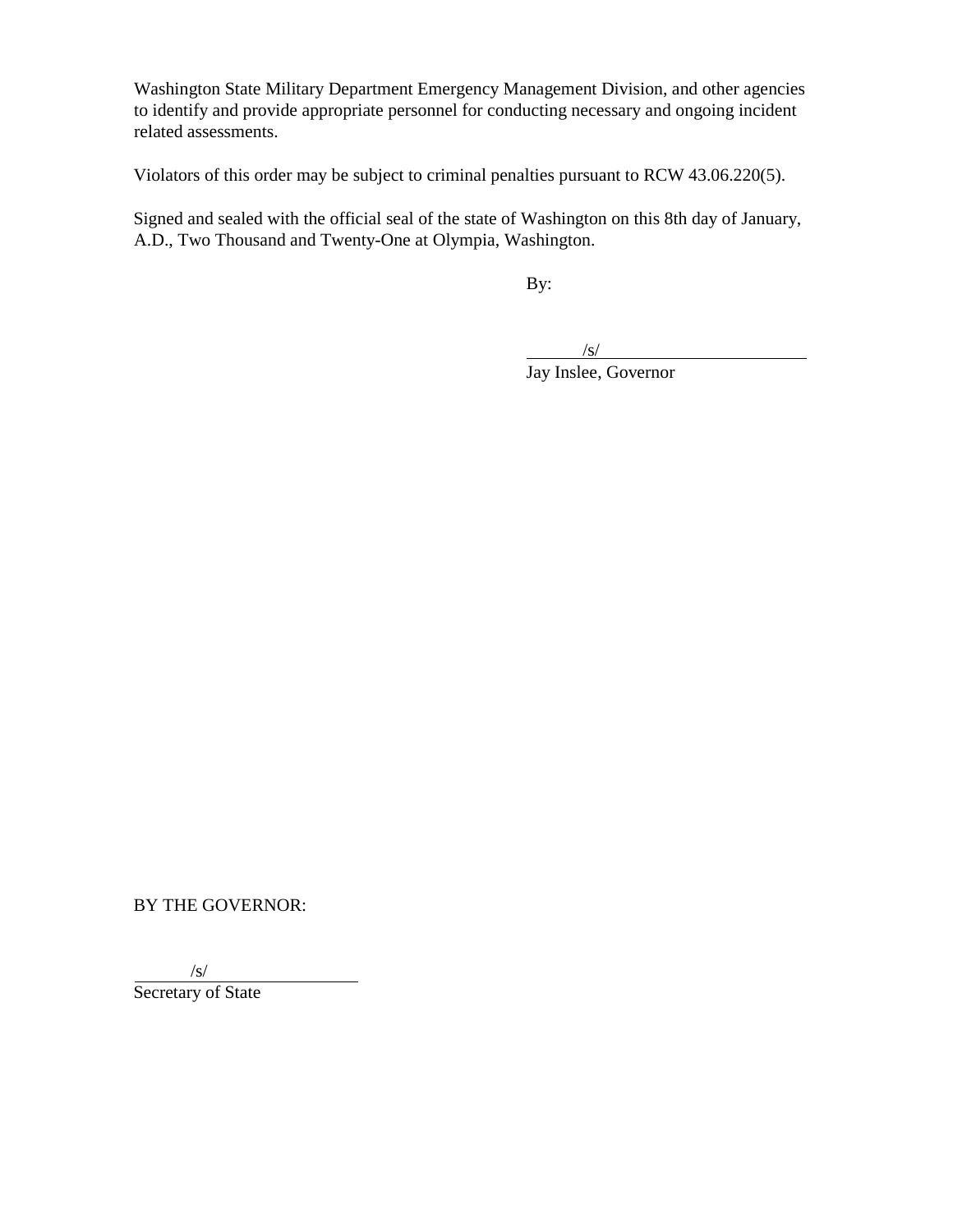Washington State Military Department Emergency Management Division, and other agencies to identify and provide appropriate personnel for conducting necessary and ongoing incident related assessments.

Violators of this order may be subject to criminal penalties pursuant to RCW 43.06.220(5).

Signed and sealed with the official seal of the state of Washington on this 8th day of January, A.D., Two Thousand and Twenty-One at Olympia, Washington.

By:

/s/

Jay Inslee, Governor

BY THE GOVERNOR:

/s/

Secretary of State